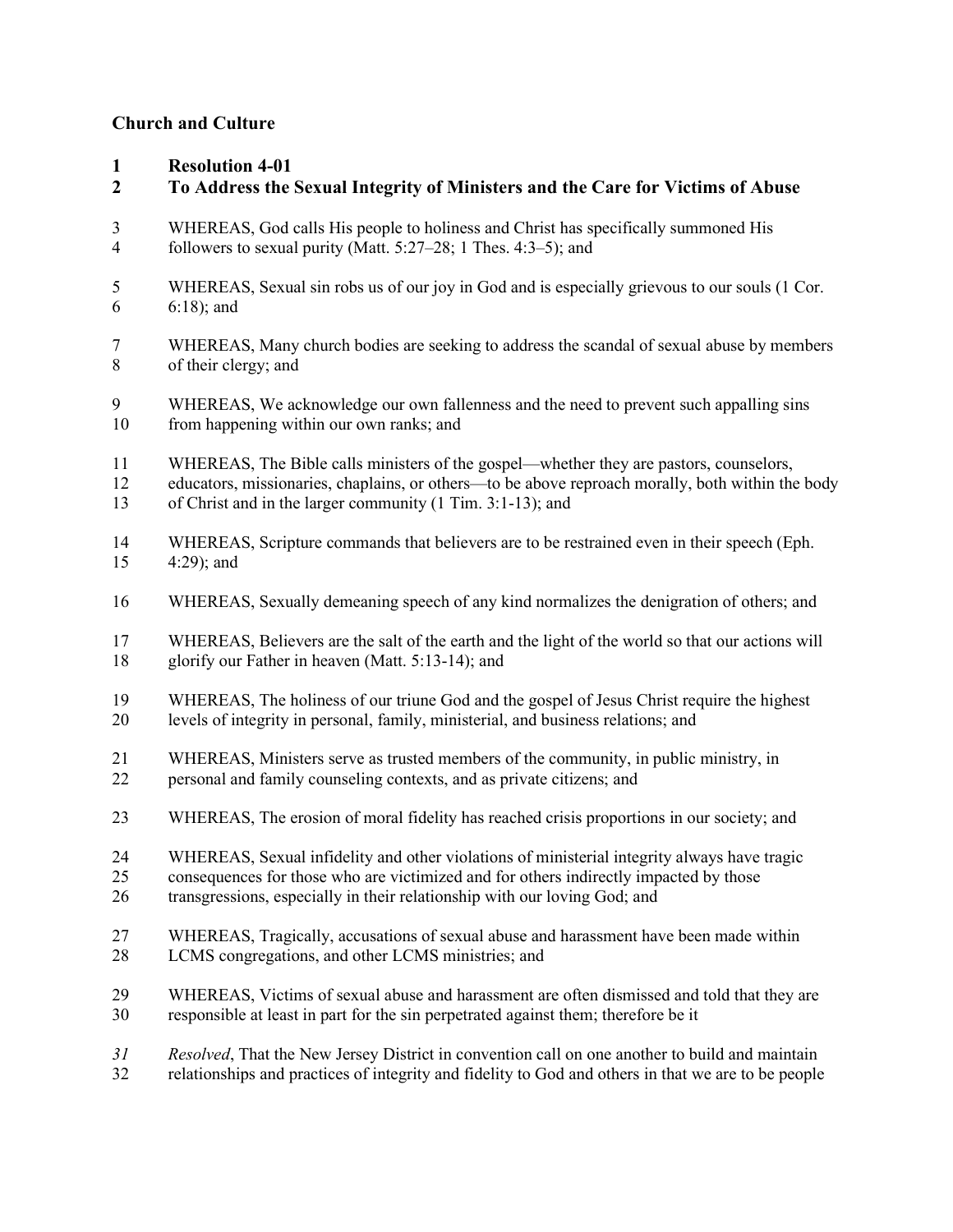## Church and Culture

### Resolution 4-01
### To Address the Sexual Integrity of Ministers and the Care for Victims of Abuse

WHEREAS, God calls His people to holiness and Christ has specifically summoned His followers to sexual purity (Matt. 5:27–28; 1 Thes. 4:3–5); and

WHEREAS, Sexual sin robs us of our joy in God and is especially grievous to our souls (1 Cor. 6:18); and

WHEREAS, Many church bodies are seeking to address the scandal of sexual abuse by members of their clergy; and

WHEREAS, We acknowledge our own fallenness and the need to prevent such appalling sins from happening within our own ranks; and

WHEREAS, The Bible calls ministers of the gospel—whether they are pastors, counselors, educators, missionaries, chaplains, or others—to be above reproach morally, both within the body of Christ and in the larger community (1 Tim. 3:1-13); and

WHEREAS, Scripture commands that believers are to be restrained even in their speech (Eph. 4:29); and

WHEREAS, Sexually demeaning speech of any kind normalizes the denigration of others; and

WHEREAS, Believers are the salt of the earth and the light of the world so that our actions will glorify our Father in heaven (Matt. 5:13-14); and

WHEREAS, The holiness of our triune God and the gospel of Jesus Christ require the highest levels of integrity in personal, family, ministerial, and business relations; and

WHEREAS, Ministers serve as trusted members of the community, in public ministry, in personal and family counseling contexts, and as private citizens; and

WHEREAS, The erosion of moral fidelity has reached crisis proportions in our society; and

WHEREAS, Sexual infidelity and other violations of ministerial integrity always have tragic consequences for those who are victimized and for others indirectly impacted by those transgressions, especially in their relationship with our loving God; and

WHEREAS, Tragically, accusations of sexual abuse and harassment have been made within LCMS congregations, and other LCMS ministries; and

WHEREAS, Victims of sexual abuse and harassment are often dismissed and told that they are responsible at least in part for the sin perpetrated against them; therefore be it

*Resolved*, That the New Jersey District in convention call on one another to build and maintain relationships and practices of integrity and fidelity to God and others in that we are to be people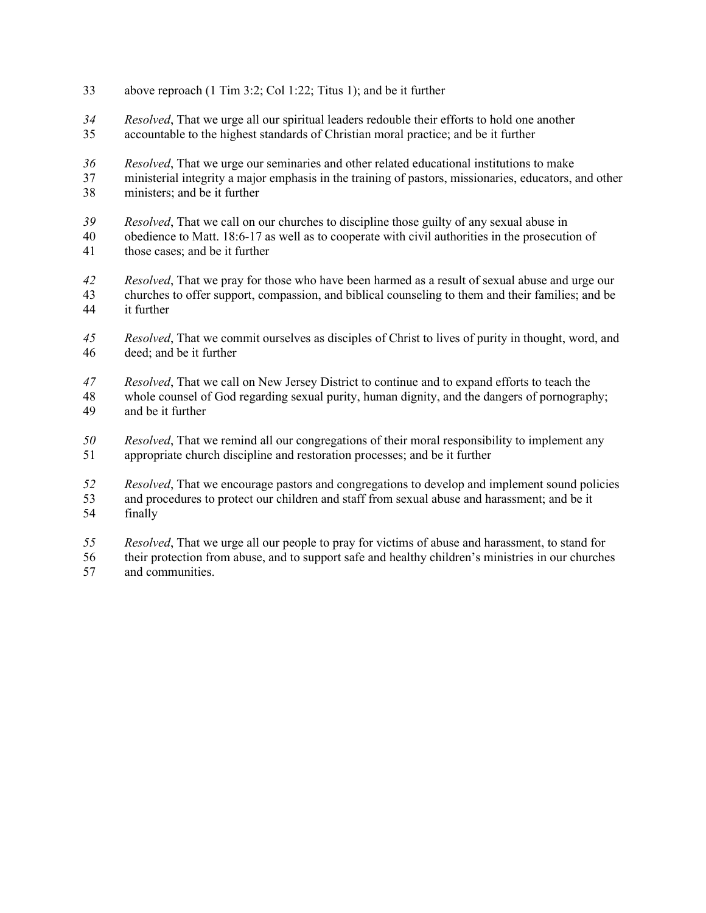above reproach (1 Tim 3:2; Col 1:22; Titus 1); and be it further

*Resolved*, That we urge all our spiritual leaders redouble their efforts to hold one another accountable to the highest standards of Christian moral practice; and be it further

*Resolved*, That we urge our seminaries and other related educational institutions to make ministerial integrity a major emphasis in the training of pastors, missionaries, educators, and other ministers; and be it further

*Resolved*, That we call on our churches to discipline those guilty of any sexual abuse in obedience to Matt. 18:6-17 as well as to cooperate with civil authorities in the prosecution of those cases; and be it further

*Resolved*, That we pray for those who have been harmed as a result of sexual abuse and urge our churches to offer support, compassion, and biblical counseling to them and their families; and be it further

*Resolved*, That we commit ourselves as disciples of Christ to lives of purity in thought, word, and deed; and be it further

*Resolved*, That we call on New Jersey District to continue and to expand efforts to teach the whole counsel of God regarding sexual purity, human dignity, and the dangers of pornography; and be it further

*Resolved*, That we remind all our congregations of their moral responsibility to implement any appropriate church discipline and restoration processes; and be it further

*Resolved*, That we encourage pastors and congregations to develop and implement sound policies and procedures to protect our children and staff from sexual abuse and harassment; and be it finally

*Resolved*, That we urge all our people to pray for victims of abuse and harassment, to stand for their protection from abuse, and to support safe and healthy children's ministries in our churches and communities.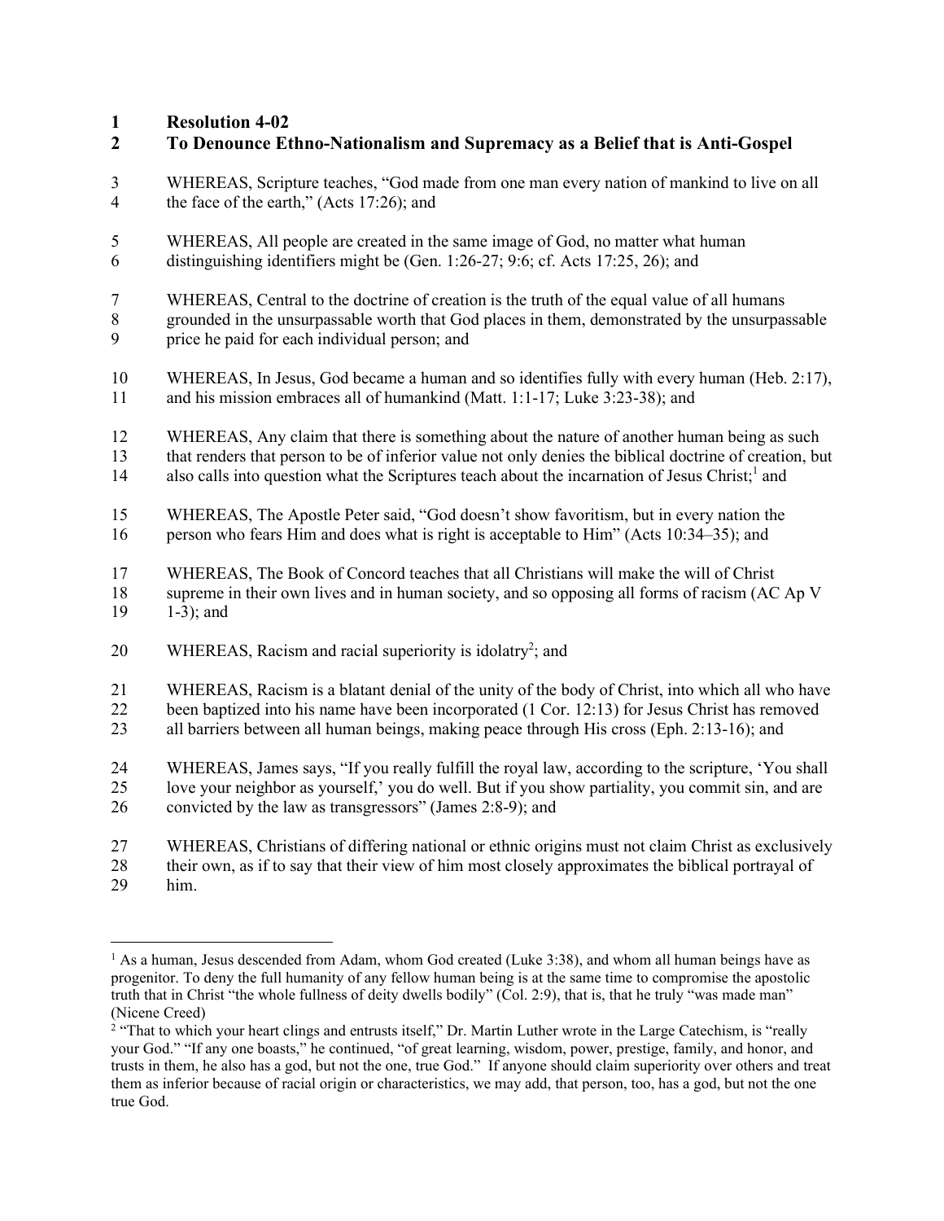## Resolution 4-02

## To Denounce Ethno-Nationalism and Supremacy as a Belief that is Anti-Gospel

WHEREAS, Scripture teaches, "God made from one man every nation of mankind to live on all the face of the earth," (Acts 17:26); and

WHEREAS, All people are created in the same image of God, no matter what human distinguishing identifiers might be (Gen. 1:26-27; 9:6; cf. Acts 17:25, 26); and

WHEREAS, Central to the doctrine of creation is the truth of the equal value of all humans grounded in the unsurpassable worth that God places in them, demonstrated by the unsurpassable price he paid for each individual person; and

WHEREAS, In Jesus, God became a human and so identifies fully with every human (Heb. 2:17), and his mission embraces all of humankind (Matt. 1:1-17; Luke 3:23-38); and

WHEREAS, Any claim that there is something about the nature of another human being as such that renders that person to be of inferior value not only denies the biblical doctrine of creation, but also calls into question what the Scriptures teach about the incarnation of Jesus Christ;[1] and

WHEREAS, The Apostle Peter said, "God doesn't show favoritism, but in every nation the person who fears Him and does what is right is acceptable to Him" (Acts 10:34–35); and

WHEREAS, The Book of Concord teaches that all Christians will make the will of Christ supreme in their own lives and in human society, and so opposing all forms of racism (AC Ap V 1-3); and

WHEREAS, Racism and racial superiority is idolatry[2]; and

WHEREAS, Racism is a blatant denial of the unity of the body of Christ, into which all who have been baptized into his name have been incorporated (1 Cor. 12:13) for Jesus Christ has removed all barriers between all human beings, making peace through His cross (Eph. 2:13-16); and

WHEREAS, James says, "If you really fulfill the royal law, according to the scripture, 'You shall love your neighbor as yourself,' you do well. But if you show partiality, you commit sin, and are convicted by the law as transgressors" (James 2:8-9); and

WHEREAS, Christians of differing national or ethnic origins must not claim Christ as exclusively their own, as if to say that their view of him most closely approximates the biblical portrayal of him.

---

[1] As a human, Jesus descended from Adam, whom God created (Luke 3:38), and whom all human beings have as progenitor. To deny the full humanity of any fellow human being is at the same time to compromise the apostolic truth that in Christ "the whole fullness of deity dwells bodily" (Col. 2:9), that is, that he truly "was made man" (Nicene Creed)

[2] "That to which your heart clings and entrusts itself," Dr. Martin Luther wrote in the Large Catechism, is "really your God." "If any one boasts," he continued, "of great learning, wisdom, power, prestige, family, and honor, and trusts in them, he also has a god, but not the one, true God." If anyone should claim superiority over others and treat them as inferior because of racial origin or characteristics, we may add, that person, too, has a god, but not the one true God.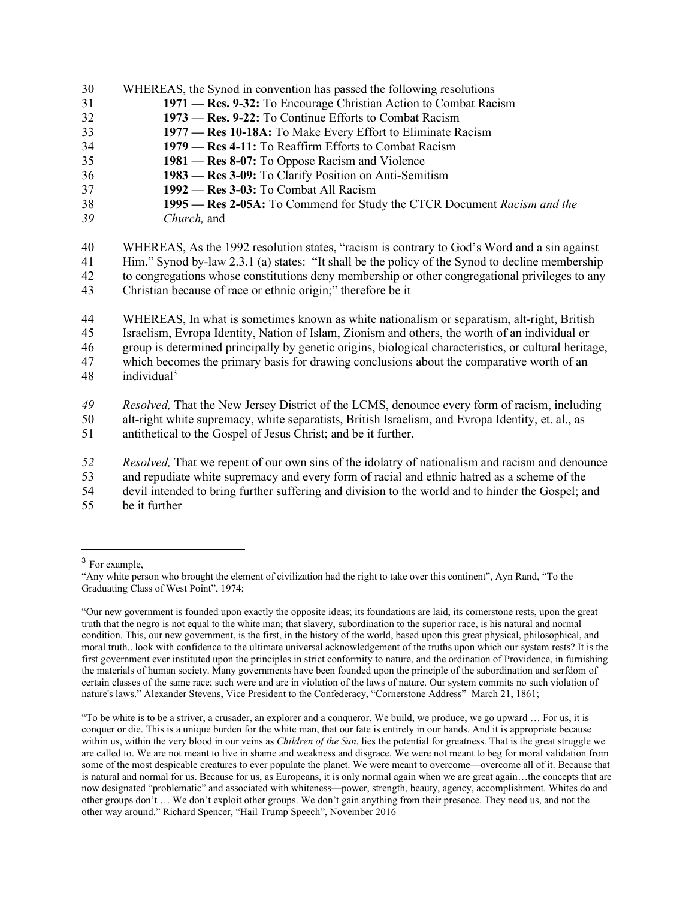WHEREAS, the Synod in convention has passed the following resolutions

- **1971 — Res. 9-32:** To Encourage Christian Action to Combat Racism
- **1973 — Res. 9-22:** To Continue Efforts to Combat Racism
- **1977 — Res 10-18A:** To Make Every Effort to Eliminate Racism
- **1979 — Res 4-11:** To Reaffirm Efforts to Combat Racism
- **1981 — Res 8-07:** To Oppose Racism and Violence
- **1983 — Res 3-09:** To Clarify Position on Anti-Semitism
- **1992 — Res 3-03:** To Combat All Racism
- **1995 — Res 2-05A:** To Commend for Study the CTCR Document *Racism and the Church,* and

WHEREAS, As the 1992 resolution states, "racism is contrary to God's Word and a sin against Him." Synod by-law 2.3.1 (a) states: "It shall be the policy of the Synod to decline membership to congregations whose constitutions deny membership or other congregational privileges to any Christian because of race or ethnic origin;" therefore be it

WHEREAS, In what is sometimes known as white nationalism or separatism, alt-right, British Israelism, Evropa Identity, Nation of Islam, Zionism and others, the worth of an individual or group is determined principally by genetic origins, biological characteristics, or cultural heritage, which becomes the primary basis for drawing conclusions about the comparative worth of an individual[3]

*Resolved,* That the New Jersey District of the LCMS, denounce every form of racism, including alt-right white supremacy, white separatists, British Israelism, and Evropa Identity, et. al., as antithetical to the Gospel of Jesus Christ; and be it further,

*Resolved,* That we repent of our own sins of the idolatry of nationalism and racism and denounce and repudiate white supremacy and every form of racial and ethnic hatred as a scheme of the devil intended to bring further suffering and division to the world and to hinder the Gospel; and be it further

---

[3] For example,

"Any white person who brought the element of civilization had the right to take over this continent", Ayn Rand, "To the Graduating Class of West Point", 1974;

"Our new government is founded upon exactly the opposite ideas; its foundations are laid, its cornerstone rests, upon the great truth that the negro is not equal to the white man; that slavery, subordination to the superior race, is his natural and normal condition. This, our new government, is the first, in the history of the world, based upon this great physical, philosophical, and moral truth.. look with confidence to the ultimate universal acknowledgement of the truths upon which our system rests? It is the first government ever instituted upon the principles in strict conformity to nature, and the ordination of Providence, in furnishing the materials of human society. Many governments have been founded upon the principle of the subordination and serfdom of certain classes of the same race; such were and are in violation of the laws of nature. Our system commits no such violation of nature's laws." Alexander Stevens, Vice President to the Confederacy, "Cornerstone Address" March 21, 1861;

"To be white is to be a striver, a crusader, an explorer and a conqueror. We build, we produce, we go upward … For us, it is conquer or die. This is a unique burden for the white man, that our fate is entirely in our hands. And it is appropriate because within us, within the very blood in our veins as *Children of the Sun*, lies the potential for greatness. That is the great struggle we are called to. We are not meant to live in shame and weakness and disgrace. We were not meant to beg for moral validation from some of the most despicable creatures to ever populate the planet. We were meant to overcome—overcome all of it. Because that is natural and normal for us. Because for us, as Europeans, it is only normal again when we are great again…the concepts that are now designated "problematic" and associated with whiteness—power, strength, beauty, agency, accomplishment. Whites do and other groups don't … We don't exploit other groups. We don't gain anything from their presence. They need us, and not the other way around." Richard Spencer, "Hail Trump Speech", November 2016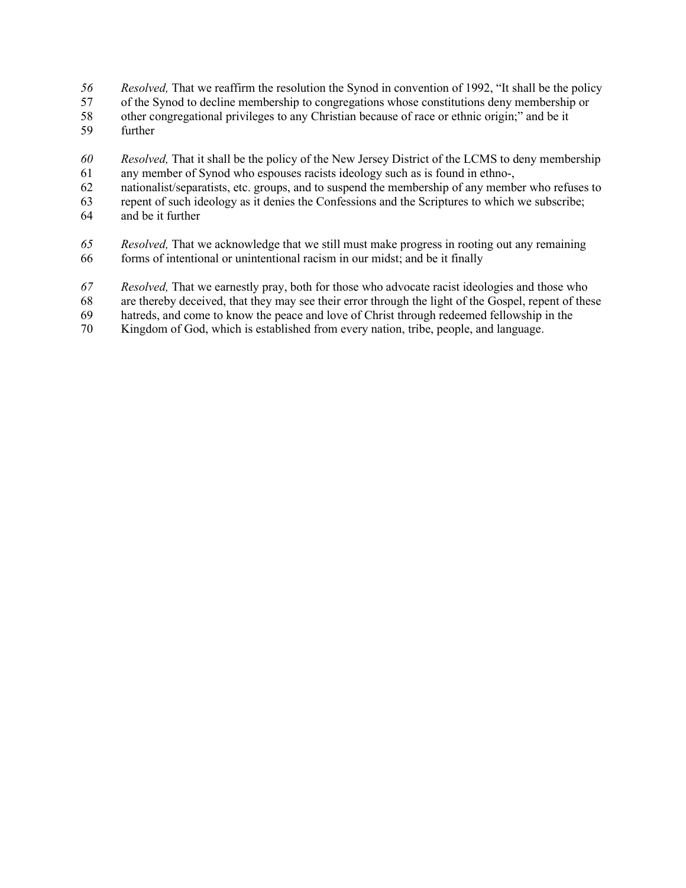*Resolved,* That we reaffirm the resolution the Synod in convention of 1992, "It shall be the policy of the Synod to decline membership to congregations whose constitutions deny membership or other congregational privileges to any Christian because of race or ethnic origin;" and be it further

*Resolved,* That it shall be the policy of the New Jersey District of the LCMS to deny membership any member of Synod who espouses racists ideology such as is found in ethno-, nationalist/separatists, etc. groups, and to suspend the membership of any member who refuses to repent of such ideology as it denies the Confessions and the Scriptures to which we subscribe; and be it further

*Resolved,* That we acknowledge that we still must make progress in rooting out any remaining forms of intentional or unintentional racism in our midst; and be it finally

*Resolved,* That we earnestly pray, both for those who advocate racist ideologies and those who are thereby deceived, that they may see their error through the light of the Gospel, repent of these hatreds, and come to know the peace and love of Christ through redeemed fellowship in the Kingdom of God, which is established from every nation, tribe, people, and language.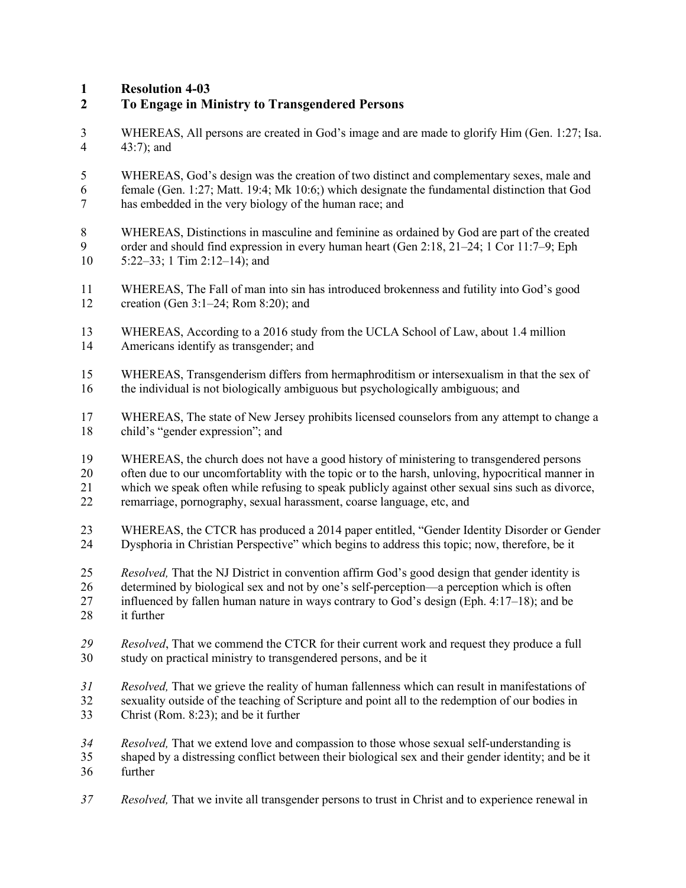**Resolution 4-03**
**To Engage in Ministry to Transgendered Persons**

WHEREAS, All persons are created in God's image and are made to glorify Him (Gen. 1:27; Isa. 43:7); and

WHEREAS, God's design was the creation of two distinct and complementary sexes, male and female (Gen. 1:27; Matt. 19:4; Mk 10:6;) which designate the fundamental distinction that God has embedded in the very biology of the human race; and

WHEREAS, Distinctions in masculine and feminine as ordained by God are part of the created order and should find expression in every human heart (Gen 2:18, 21–24; 1 Cor 11:7–9; Eph 5:22–33; 1 Tim 2:12–14); and

WHEREAS, The Fall of man into sin has introduced brokenness and futility into God's good creation (Gen 3:1–24; Rom 8:20); and

WHEREAS, According to a 2016 study from the UCLA School of Law, about 1.4 million Americans identify as transgender; and

WHEREAS, Transgenderism differs from hermaphroditism or intersexualism in that the sex of the individual is not biologically ambiguous but psychologically ambiguous; and

WHEREAS, The state of New Jersey prohibits licensed counselors from any attempt to change a child's "gender expression"; and

WHEREAS, the church does not have a good history of ministering to transgendered persons often due to our uncomfortablity with the topic or to the harsh, unloving, hypocritical manner in which we speak often while refusing to speak publicly against other sexual sins such as divorce, remarriage, pornography, sexual harassment, coarse language, etc, and

WHEREAS, the CTCR has produced a 2014 paper entitled, "Gender Identity Disorder or Gender Dysphoria in Christian Perspective" which begins to address this topic; now, therefore, be it

*Resolved,* That the NJ District in convention affirm God's good design that gender identity is determined by biological sex and not by one's self-perception—a perception which is often influenced by fallen human nature in ways contrary to God's design (Eph. 4:17–18); and be it further

*Resolved*, That we commend the CTCR for their current work and request they produce a full study on practical ministry to transgendered persons, and be it

*Resolved,* That we grieve the reality of human fallenness which can result in manifestations of sexuality outside of the teaching of Scripture and point all to the redemption of our bodies in Christ (Rom. 8:23); and be it further

*Resolved,* That we extend love and compassion to those whose sexual self-understanding is shaped by a distressing conflict between their biological sex and their gender identity; and be it further

*Resolved,* That we invite all transgender persons to trust in Christ and to experience renewal in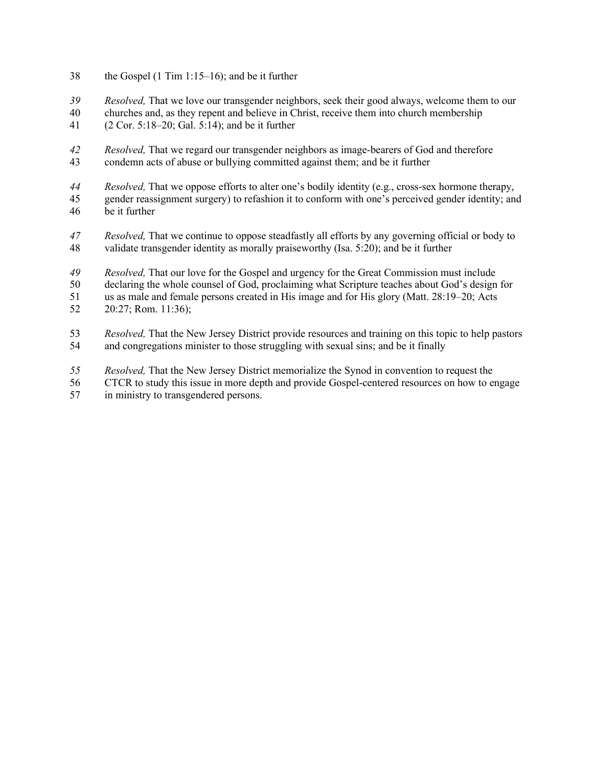the Gospel (1 Tim 1:15–16); and be it further

*Resolved,* That we love our transgender neighbors, seek their good always, welcome them to our churches and, as they repent and believe in Christ, receive them into church membership (2 Cor. 5:18–20; Gal. 5:14); and be it further

*Resolved,* That we regard our transgender neighbors as image-bearers of God and therefore condemn acts of abuse or bullying committed against them; and be it further

*Resolved,* That we oppose efforts to alter one's bodily identity (e.g., cross-sex hormone therapy, gender reassignment surgery) to refashion it to conform with one's perceived gender identity; and be it further

*Resolved,* That we continue to oppose steadfastly all efforts by any governing official or body to validate transgender identity as morally praiseworthy (Isa. 5:20); and be it further

*Resolved,* That our love for the Gospel and urgency for the Great Commission must include declaring the whole counsel of God, proclaiming what Scripture teaches about God's design for us as male and female persons created in His image and for His glory (Matt. 28:19–20; Acts 20:27; Rom. 11:36);

*Resolved,* That the New Jersey District provide resources and training on this topic to help pastors and congregations minister to those struggling with sexual sins; and be it finally

*Resolved,* That the New Jersey District memorialize the Synod in convention to request the CTCR to study this issue in more depth and provide Gospel-centered resources on how to engage in ministry to transgendered persons.